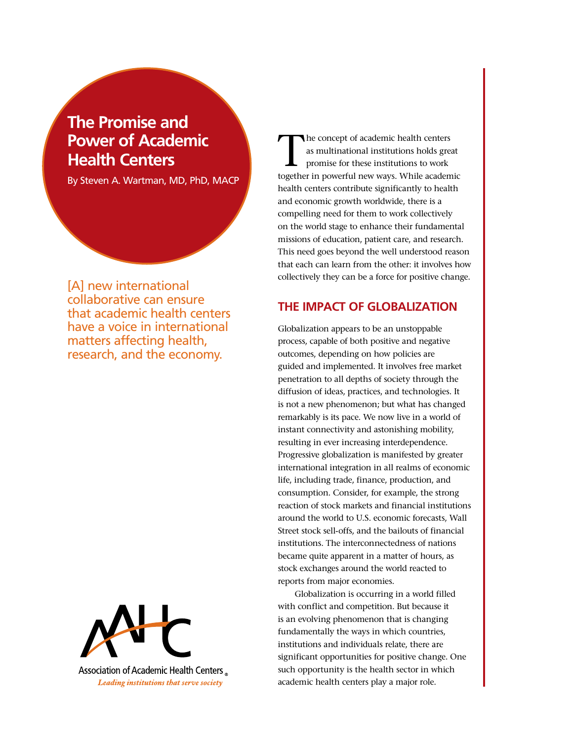# The Promise and Power of Academic Health Centers

By Steven A. Wartman, MD, PhD, MACP

[A] new international collaborative can ensure that academic health centers have a voice in international matters affecting health, research, and the economy.

The concept of academic health centers as multinational institutions holds great promise for these institutions to work together in powerful new ways. While academic health centers contribute significantly to health and economic growth worldwide, there is a compelling need for them to work collectively on the world stage to enhance their fundamental missions of education, patient care, and research. This need goes beyond the well understood reason that each can learn from the other: it involves how collectively they can be a force for positive change.

## THE IMPACT OF GLOBALIZATION

Globalization appears to be an unstoppable process, capable of both positive and negative outcomes, depending on how policies are guided and implemented. It involves free market penetration to all depths of society through the diffusion of ideas, practices, and technologies. It is not a new phenomenon; but what has changed remarkably is its pace. We now live in a world of instant connectivity and astonishing mobility, resulting in ever increasing interdependence. Progressive globalization is manifested by greater international integration in all realms of economic life, including trade, finance, production, and consumption. Consider, for example, the strong reaction of stock markets and financial institutions around the world to U.S. economic forecasts, Wall Street stock sell-offs, and the bailouts of financial institutions. The interconnectedness of nations became quite apparent in a matter of hours, as stock exchanges around the world reacted to reports from major economies.

Globalization is occurring in a world filled with conflict and competition. But because it is an evolving phenomenon that is changing fundamentally the ways in which countries, institutions and individuals relate, there are significant opportunities for positive change. One such opportunity is the health sector in which academic health centers play a major role.

Association of Academic Health Centers

*Leading institutions that serve society*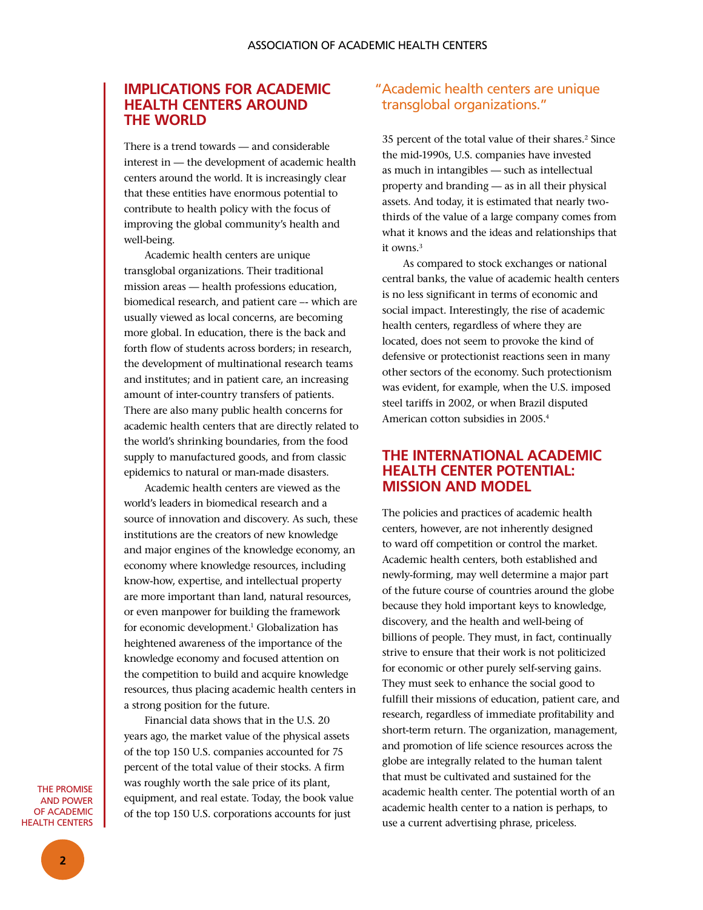## IMPLICATIONS FOR ACADEMIC HEALTH CENTERS AROUND THE WORLD

There is a trend towards — and considerable interest in — the development of academic health centers around the world. It is increasingly clear that these entities have enormous potential to contribute to health policy with the focus of improving the global community's health and well-being.

Academic health centers are unique transglobal organizations. Their traditional mission areas — health professions education, biomedical research, and patient care –- which are usually viewed as local concerns, are becoming more global. In education, there is the back and forth flow of students across borders; in research, the development of multinational research teams and institutes; and in patient care, an increasing amount of inter-country transfers of patients. There are also many public health concerns for academic health centers that are directly related to the world's shrinking boundaries, from the food supply to manufactured goods, and from classic epidemics to natural or man-made disasters.

Academic health centers are viewed as the world's leaders in biomedical research and a source of innovation and discovery. As such, these institutions are the creators of new knowledge and major engines of the knowledge economy, an economy where knowledge resources, including know-how, expertise, and intellectual property are more important than land, natural resources, or even manpower for building the framework for economic development.[1] Globalization has heightened awareness of the importance of the knowledge economy and focused attention on the competition to build and acquire knowledge resources, thus placing academic health centers in a strong position for the future.

Financial data shows that in the U.S. 20 years ago, the market value of the physical assets of the top 150 U.S. companies accounted for 75 percent of the total value of their stocks. A firm was roughly worth the sale price of its plant, equipment, and real estate. Today, the book value of the top 150 U.S. corporations accounts for just 35 percent of the total value of their shares.[2] Since the mid-1990s, U.S. companies have invested as much in intangibles — such as intellectual property and branding — as in all their physical assets. And today, it is estimated that nearly two-thirds of the value of a large company comes from what it knows and the ideas and relationships that it owns.[3]

"Academic health centers are unique transglobal organizations."

As compared to stock exchanges or national central banks, the value of academic health centers is no less significant in terms of economic and social impact. Interestingly, the rise of academic health centers, regardless of where they are located, does not seem to provoke the kind of defensive or protectionist reactions seen in many other sectors of the economy. Such protectionism was evident, for example, when the U.S. imposed steel tariffs in 2002, or when Brazil disputed American cotton subsidies in 2005.[4]

## THE INTERNATIONAL ACADEMIC HEALTH CENTER POTENTIAL: MISSION AND MODEL

The policies and practices of academic health centers, however, are not inherently designed to ward off competition or control the market. Academic health centers, both established and newly-forming, may well determine a major part of the future course of countries around the globe because they hold important keys to knowledge, discovery, and the health and well-being of billions of people. They must, in fact, continually strive to ensure that their work is not politicized for economic or other purely self-serving gains. They must seek to enhance the social good to fulfill their missions of education, patient care, and research, regardless of immediate profitability and short-term return. The organization, management, and promotion of life science resources across the globe are integrally related to the human talent that must be cultivated and sustained for the academic health center. The potential worth of an academic health center to a nation is perhaps, to use a current advertising phrase, priceless.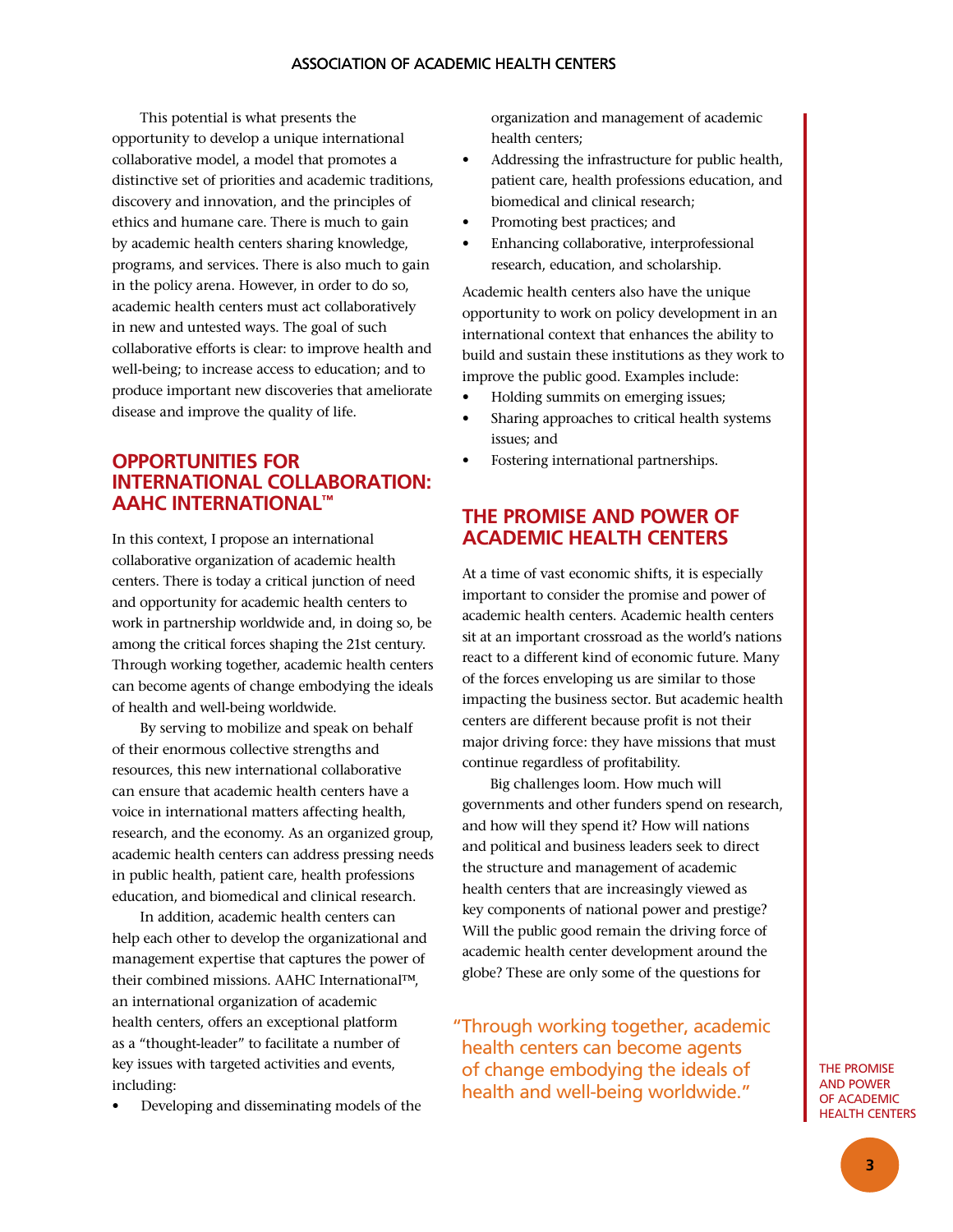This potential is what presents the opportunity to develop a unique international collaborative model, a model that promotes a distinctive set of priorities and academic traditions, discovery and innovation, and the principles of ethics and humane care. There is much to gain by academic health centers sharing knowledge, programs, and services. There is also much to gain in the policy arena. However, in order to do so, academic health centers must act collaboratively in new and untested ways. The goal of such collaborative efforts is clear: to improve health and well-being; to increase access to education; and to produce important new discoveries that ameliorate disease and improve the quality of life.

## OPPORTUNITIES FOR INTERNATIONAL COLLABORATION: AAHC INTERNATIONAL™

In this context, I propose an international collaborative organization of academic health centers. There is today a critical junction of need and opportunity for academic health centers to work in partnership worldwide and, in doing so, be among the critical forces shaping the 21st century. Through working together, academic health centers can become agents of change embodying the ideals of health and well-being worldwide.

By serving to mobilize and speak on behalf of their enormous collective strengths and resources, this new international collaborative can ensure that academic health centers have a voice in international matters affecting health, research, and the economy. As an organized group, academic health centers can address pressing needs in public health, patient care, health professions education, and biomedical and clinical research.

In addition, academic health centers can help each other to develop the organizational and management expertise that captures the power of their combined missions. AAHC International™, an international organization of academic health centers, offers an exceptional platform as a "thought-leader" to facilitate a number of key issues with targeted activities and events, including:

- Developing and disseminating models of the organization and management of academic health centers;
- Addressing the infrastructure for public health, patient care, health professions education, and biomedical and clinical research;
- Promoting best practices; and
- Enhancing collaborative, interprofessional research, education, and scholarship.

Academic health centers also have the unique opportunity to work on policy development in an international context that enhances the ability to build and sustain these institutions as they work to improve the public good. Examples include:

- Holding summits on emerging issues;
- Sharing approaches to critical health systems issues; and
- Fostering international partnerships.

## THE PROMISE AND POWER OF ACADEMIC HEALTH CENTERS

At a time of vast economic shifts, it is especially important to consider the promise and power of academic health centers. Academic health centers sit at an important crossroad as the world's nations react to a different kind of economic future. Many of the forces enveloping us are similar to those impacting the business sector. But academic health centers are different because profit is not their major driving force: they have missions that must continue regardless of profitability.

Big challenges loom. How much will governments and other funders spend on research, and how will they spend it? How will nations and political and business leaders seek to direct the structure and management of academic health centers that are increasingly viewed as key components of national power and prestige? Will the public good remain the driving force of academic health center development around the globe? These are only some of the questions for

"Through working together, academic health centers can become agents of change embodying the ideals of health and well-being worldwide."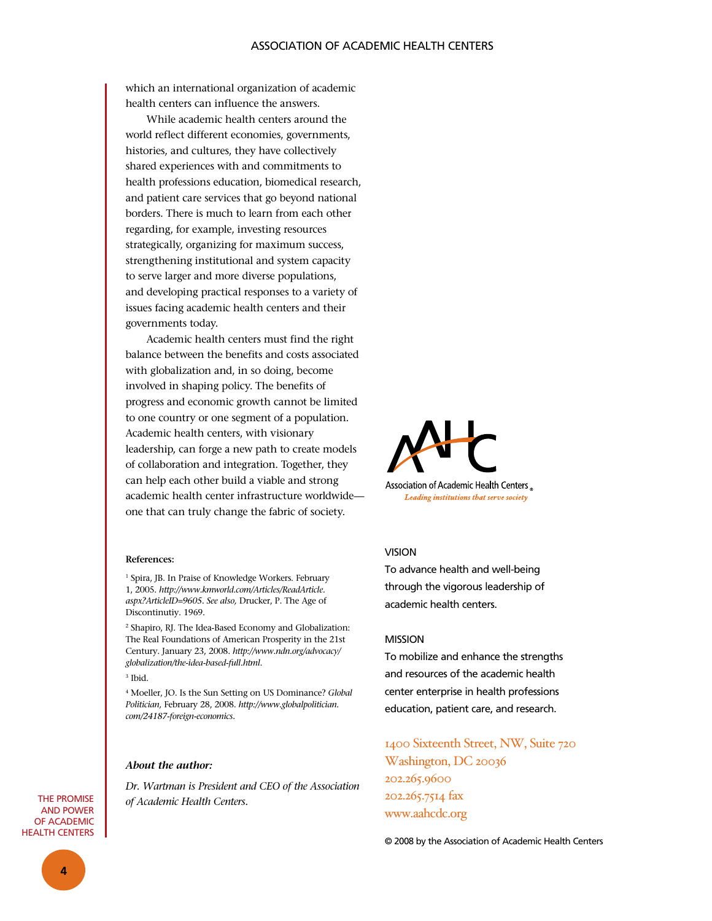which an international organization of academic health centers can influence the answers.

While academic health centers around the world reflect different economies, governments, histories, and cultures, they have collectively shared experiences with and commitments to health professions education, biomedical research, and patient care services that go beyond national borders. There is much to learn from each other regarding, for example, investing resources strategically, organizing for maximum success, strengthening institutional and system capacity to serve larger and more diverse populations, and developing practical responses to a variety of issues facing academic health centers and their governments today.

Academic health centers must find the right balance between the benefits and costs associated with globalization and, in so doing, become involved in shaping policy. The benefits of progress and economic growth cannot be limited to one country or one segment of a population. Academic health centers, with visionary leadership, can forge a new path to create models of collaboration and integration. Together, they can help each other build a viable and strong academic health center infrastructure worldwide—one that can truly change the fabric of society.

**References:**

[1] Spira, JB. In Praise of Knowledge Workers. February 1, 2005. *http://www.kmworld.com/Articles/ReadArticle.aspx?ArticleID=9605*. *See also,* Drucker, P. The Age of Discontinutiy. 1969.

[2] Shapiro, RJ. The Idea-Based Economy and Globalization: The Real Foundations of American Prosperity in the 21st Century. January 23, 2008. *http://www.ndn.org/advocacy/globalization/the-idea-based-full.html*.

[3] Ibid.

[4] Moeller, JO. Is the Sun Setting on US Dominance? *Global Politician,* February 28, 2008. *http://www.globalpolitician.com/24187-foreign-economics*.

***About the author:***

*Dr. Wartman is President and CEO of the Association of Academic Health Centers.*

Association of Academic Health Centers

*Leading institutions that serve society*

VISION

To advance health and well-being through the vigorous leadership of academic health centers.

MISSION

To mobilize and enhance the strengths and resources of the academic health center enterprise in health professions education, patient care, and research.

1400 Sixteenth Street, NW, Suite 720
Washington, DC 20036
202.265.9600
202.265.7514 fax
www.aahcdc.org

© 2008 by the Association of Academic Health Centers